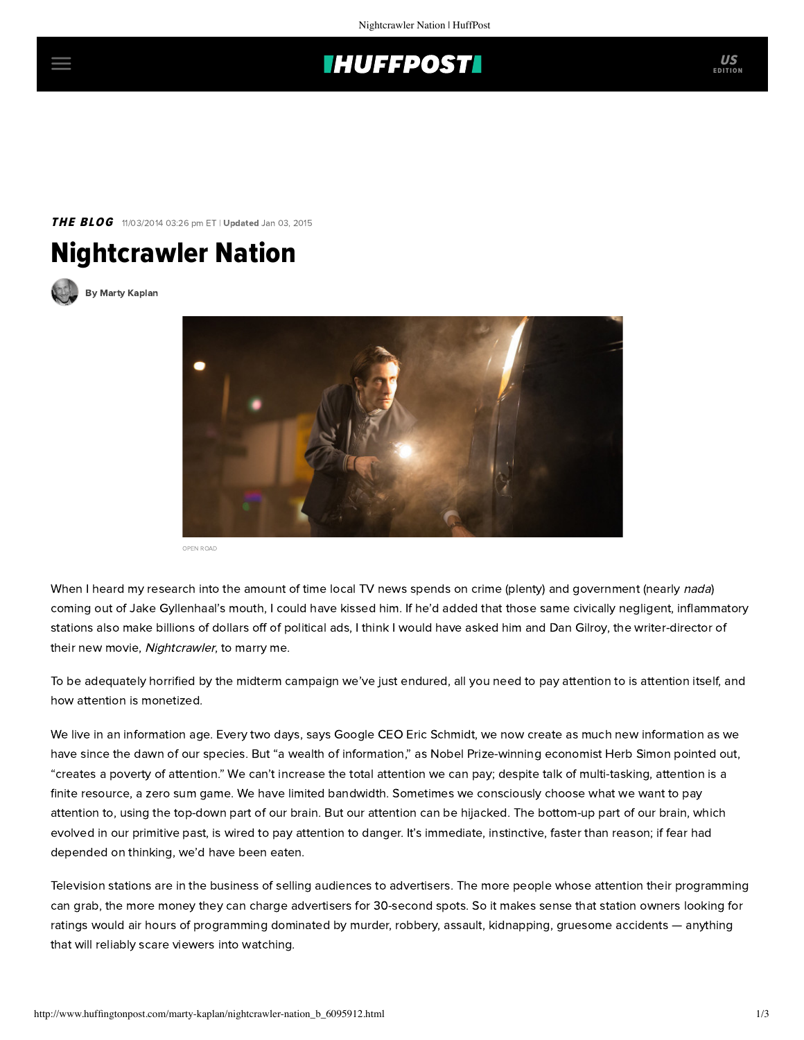**THE BLOG** 11/03/2014 03:26 pm ET | **Updated** Jan 03, 2015

# Nightcrawler Nation

By Marty Kaplan

OPEN ROAD

When I heard my research into the amount of time local TV news spends on crime (plenty) and government (nearly *nada*) coming out of Jake Gyllenhaal's mouth, I could have kissed him. If he'd added that those same civically negligent, inflammatory stations also make billions of dollars off of political ads, I think I would have asked him and Dan Gilroy, the writer-director of their new movie, *Nightcrawler*, to marry me.

To be adequately horrified by the midterm campaign we've just endured, all you need to pay attention to is attention itself, and how attention is monetized.

We live in an information age. Every two days, says Google CEO Eric Schmidt, we now create as much new information as we have since the dawn of our species. But "a wealth of information," as Nobel Prize-winning economist Herb Simon pointed out, "creates a poverty of attention." We can't increase the total attention we can pay; despite talk of multi-tasking, attention is a finite resource, a zero sum game. We have limited bandwidth. Sometimes we consciously choose what we want to pay attention to, using the top-down part of our brain. But our attention can be hijacked. The bottom-up part of our brain, which evolved in our primitive past, is wired to pay attention to danger. It's immediate, instinctive, faster than reason; if fear had depended on thinking, we'd have been eaten.

Television stations are in the business of selling audiences to advertisers. The more people whose attention their programming can grab, the more money they can charge advertisers for 30-second spots. So it makes sense that station owners looking for ratings would air hours of programming dominated by murder, robbery, assault, kidnapping, gruesome accidents — anything that will reliably scare viewers into watching.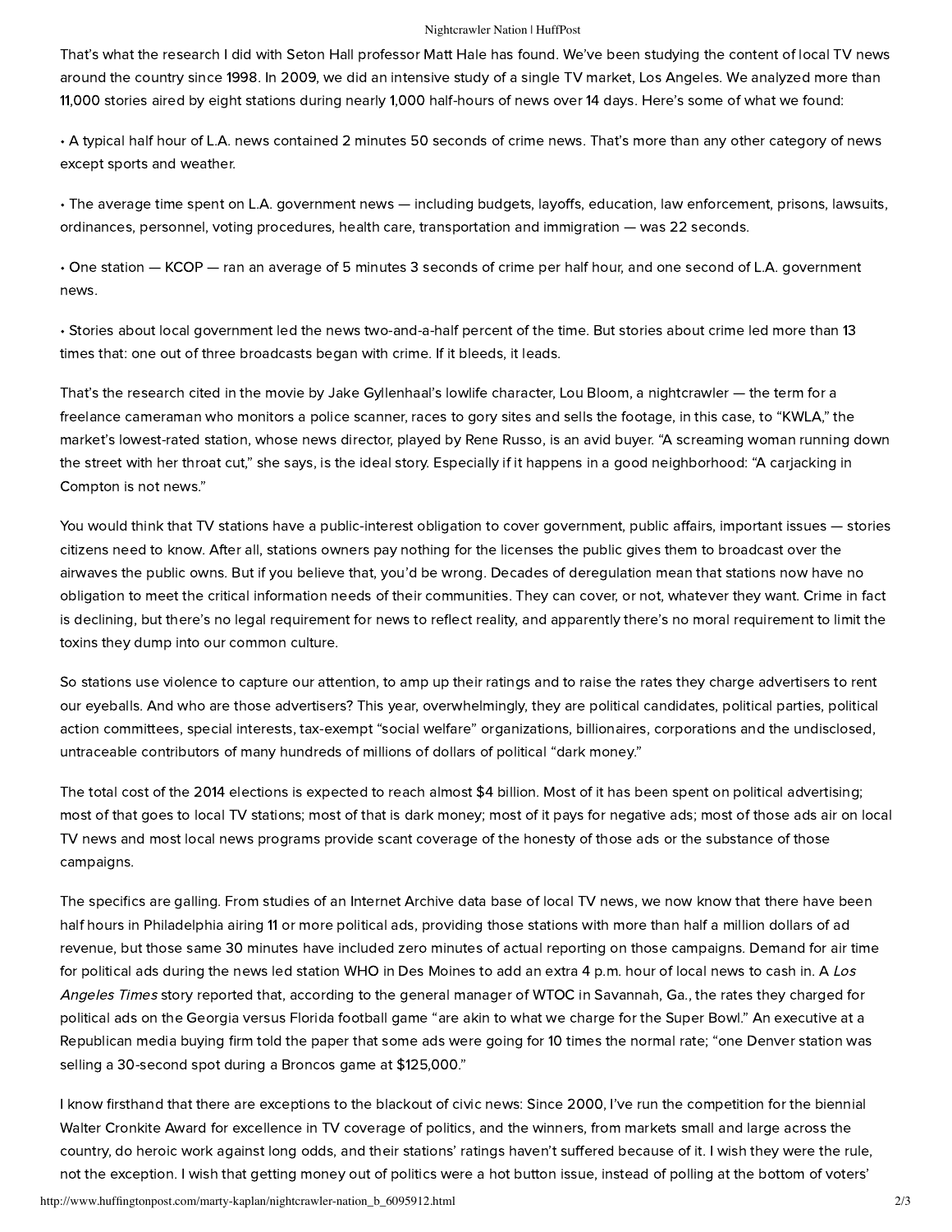That's what the research I did with Seton Hall professor Matt Hale has found. We've been studying the content of local TV news around the country since 1998. In 2009, we did an intensive study of a single TV market, Los Angeles. We analyzed more than 11,000 stories aired by eight stations during nearly 1,000 half-hours of news over 14 days. Here's some of what we found:

• A typical half hour of L.A. news contained 2 minutes 50 seconds of crime news. That's more than any other category of news except sports and weather.

• The average time spent on L.A. government news — including budgets, layoffs, education, law enforcement, prisons, lawsuits, ordinances, personnel, voting procedures, health care, transportation and immigration — was 22 seconds.

• One station — KCOP — ran an average of 5 minutes 3 seconds of crime per half hour, and one second of L.A. government news.

• Stories about local government led the news two-and-a-half percent of the time. But stories about crime led more than 13 times that: one out of three broadcasts began with crime. If it bleeds, it leads.

That's the research cited in the movie by Jake Gyllenhaal's lowlife character, Lou Bloom, a nightcrawler — the term for a freelance cameraman who monitors a police scanner, races to gory sites and sells the footage, in this case, to "KWLA," the market's lowest-rated station, whose news director, played by Rene Russo, is an avid buyer. "A screaming woman running down the street with her throat cut," she says, is the ideal story. Especially if it happens in a good neighborhood: "A carjacking in Compton is not news."

You would think that TV stations have a public-interest obligation to cover government, public affairs, important issues — stories citizens need to know. After all, stations owners pay nothing for the licenses the public gives them to broadcast over the airwaves the public owns. But if you believe that, you'd be wrong. Decades of deregulation mean that stations now have no obligation to meet the critical information needs of their communities. They can cover, or not, whatever they want. Crime in fact is declining, but there's no legal requirement for news to reflect reality, and apparently there's no moral requirement to limit the toxins they dump into our common culture.

So stations use violence to capture our attention, to amp up their ratings and to raise the rates they charge advertisers to rent our eyeballs. And who are those advertisers? This year, overwhelmingly, they are political candidates, political parties, political action committees, special interests, tax-exempt "social welfare" organizations, billionaires, corporations and the undisclosed, untraceable contributors of many hundreds of millions of dollars of political "dark money."

The total cost of the 2014 elections is expected to reach almost $4 billion. Most of it has been spent on political advertising; most of that goes to local TV stations; most of that is dark money; most of it pays for negative ads; most of those ads air on local TV news and most local news programs provide scant coverage of the honesty of those ads or the substance of those campaigns.

The specifics are galling. From studies of an Internet Archive data base of local TV news, we now know that there have been half hours in Philadelphia airing 11 or more political ads, providing those stations with more than half a million dollars of ad revenue, but those same 30 minutes have included zero minutes of actual reporting on those campaigns. Demand for air time for political ads during the news led station WHO in Des Moines to add an extra 4 p.m. hour of local news to cash in. A *Los Angeles Times* story reported that, according to the general manager of WTOC in Savannah, Ga., the rates they charged for political ads on the Georgia versus Florida football game "are akin to what we charge for the Super Bowl." An executive at a Republican media buying firm told the paper that some ads were going for 10 times the normal rate; "one Denver station was selling a 30-second spot during a Broncos game at $125,000."

I know firsthand that there are exceptions to the blackout of civic news: Since 2000, I've run the competition for the biennial Walter Cronkite Award for excellence in TV coverage of politics, and the winners, from markets small and large across the country, do heroic work against long odds, and their stations' ratings haven't suffered because of it. I wish they were the rule, not the exception. I wish that getting money out of politics were a hot button issue, instead of polling at the bottom of voters'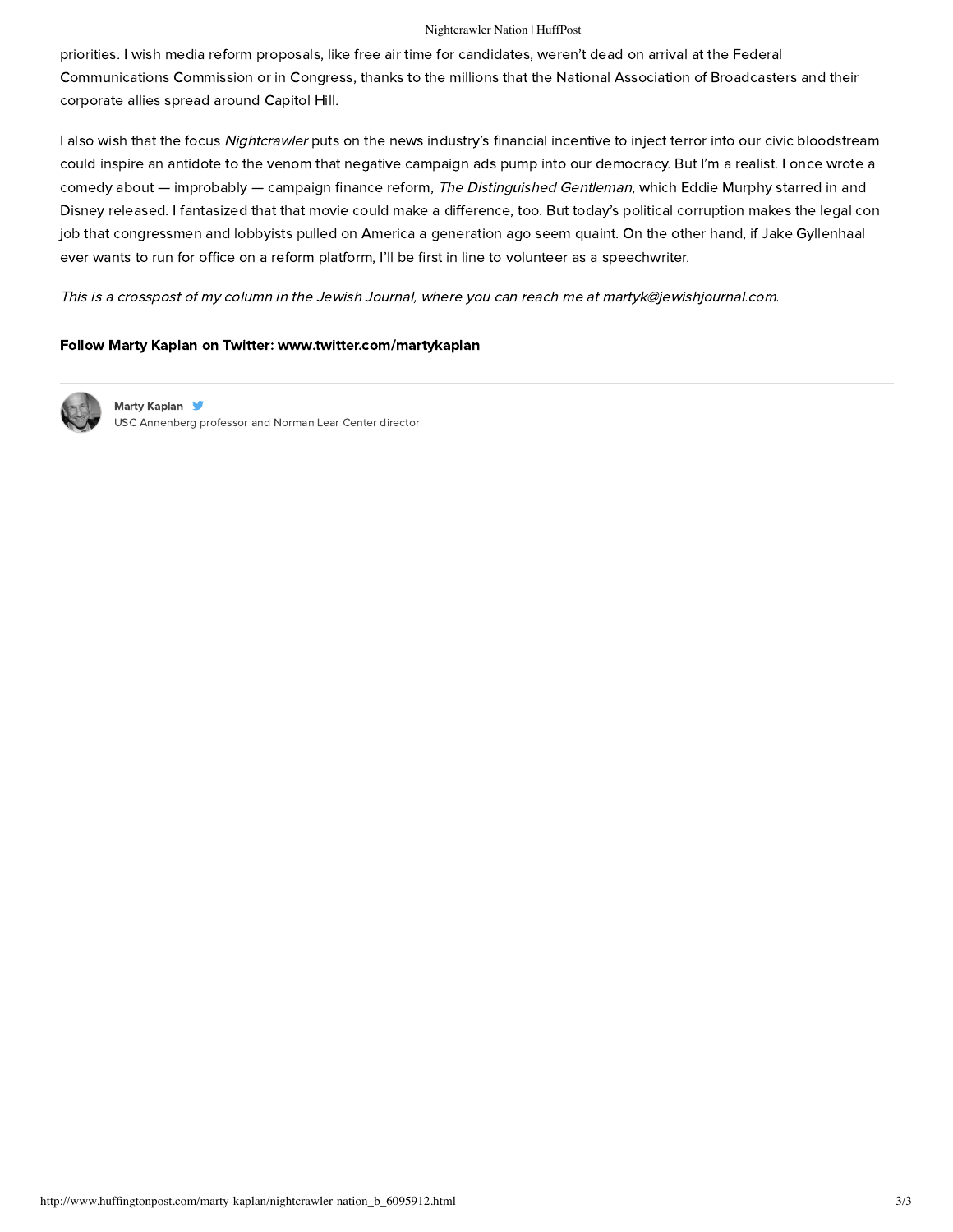priorities. I wish media reform proposals, like free air time for candidates, weren't dead on arrival at the Federal Communications Commission or in Congress, thanks to the millions that the National Association of Broadcasters and their corporate allies spread around Capitol Hill.

I also wish that the focus *Nightcrawler* puts on the news industry's financial incentive to inject terror into our civic bloodstream could inspire an antidote to the venom that negative campaign ads pump into our democracy. But I'm a realist. I once wrote a comedy about — improbably — campaign finance reform, *The Distinguished Gentleman*, which Eddie Murphy starred in and Disney released. I fantasized that that movie could make a difference, too. But today's political corruption makes the legal con job that congressmen and lobbyists pulled on America a generation ago seem quaint. On the other hand, if Jake Gyllenhaal ever wants to run for office on a reform platform, I'll be first in line to volunteer as a speechwriter.

*This is a crosspost of my column in the Jewish Journal, where you can reach me at martyk@jewishjournal.com.*

**Follow Marty Kaplan on Twitter: www.twitter.com/martykaplan**

Marty Kaplan
USC Annenberg professor and Norman Lear Center director